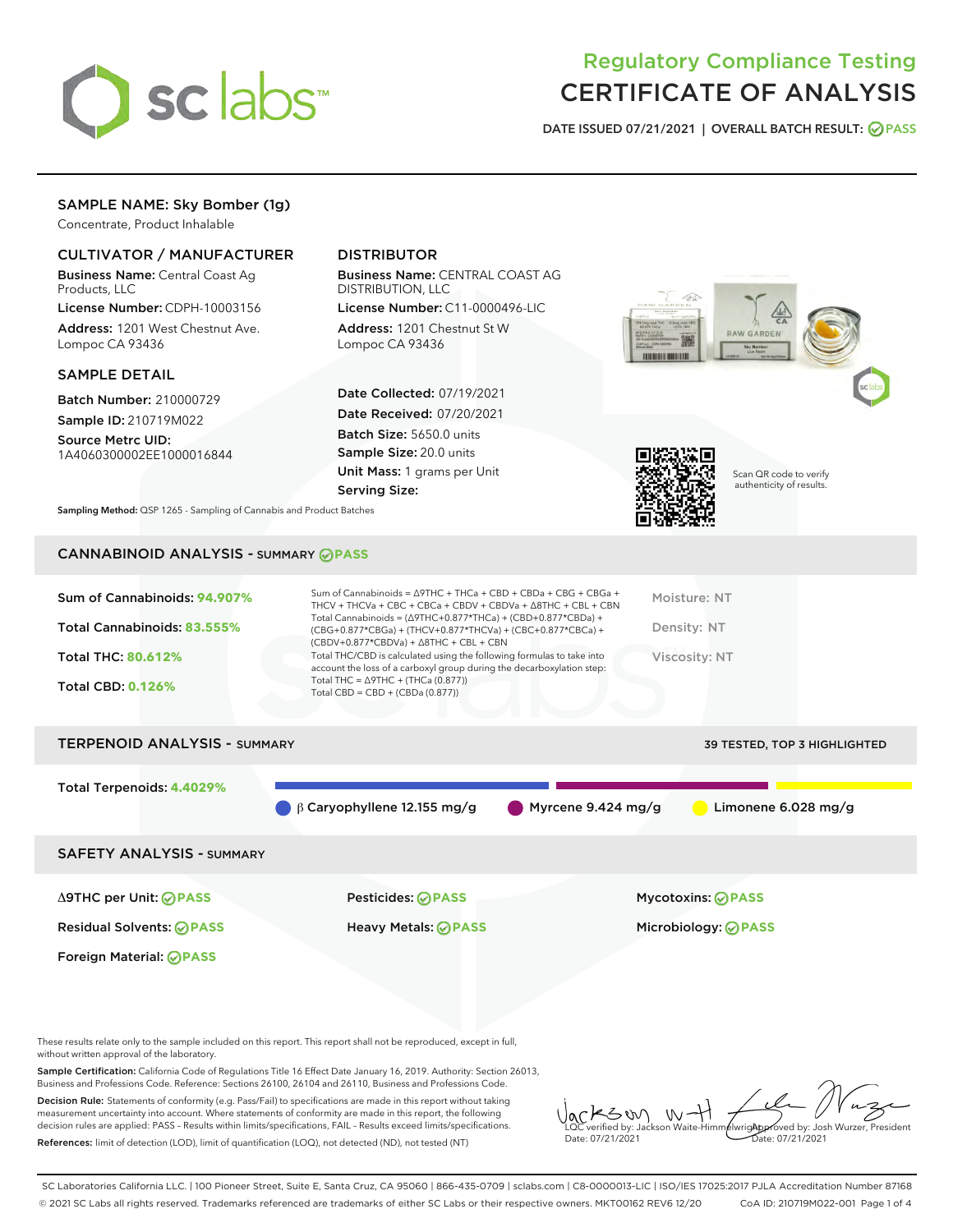# Regulatory Compliance Testing
# CERTIFICATE OF ANALYSIS

DATE ISSUED 07/21/2021 | OVERALL BATCH RESULT: PASS

## SAMPLE NAME: Sky Bomber (1g)

Concentrate, Product Inhalable

### CULTIVATOR / MANUFACTURER

**Business Name:** Central Coast Ag Products, LLC
**License Number:** CDPH-10003156
**Address:** 1201 West Chestnut Ave. Lompoc CA 93436

### DISTRIBUTOR

**Business Name:** CENTRAL COAST AG DISTRIBUTION, LLC
**License Number:** C11-0000496-LIC
**Address:** 1201 Chestnut St W Lompoc CA 93436

### SAMPLE DETAIL

**Batch Number:** 210000729
**Sample ID:** 210719M022
**Source Metrc UID:** 1A4060300002EE1000016844

**Date Collected:** 07/19/2021
**Date Received:** 07/20/2021
**Batch Size:** 5650.0 units
**Sample Size:** 20.0 units
**Unit Mass:** 1 grams per Unit
**Serving Size:**

Scan QR code to verify authenticity of results.

**Sampling Method:** QSP 1265 - Sampling of Cannabis and Product Batches

## CANNABINOID ANALYSIS - SUMMARY PASS

**Sum of Cannabinoids:** 94.907%
**Total Cannabinoids:** 83.555%
**Total THC:** 80.612%
**Total CBD:** 0.126%

Sum of Cannabinoids = Δ9THC + THCa + CBD + CBDa + CBG + CBGa + THCV + THCVa + CBC + CBCa + CBDV + CBDVa + Δ8THC + CBL + CBN

Total Cannabinoids = (Δ9THC+0.877*THCa) + (CBD+0.877*CBDa) + (CBG+0.877*CBGa) + (THCV+0.877*THCVa) + (CBC+0.877*CBCa) + (CBDV+0.877*CBDVa) + Δ8THC + CBL + CBN

Total THC/CBD is calculated using the following formulas to take into account the loss of a carboxyl group during the decarboxylation step:
Total THC = Δ9THC + (THCa (0.877))
Total CBD = CBD + (CBDa (0.877))

Moisture: NT
Density: NT
Viscosity: NT

## TERPENOID ANALYSIS - SUMMARY

39 TESTED, TOP 3 HIGHLIGHTED

**Total Terpenoids:** 4.4029%

β Caryophyllene 12.155 mg/g | Myrcene 9.424 mg/g | Limonene 6.028 mg/g

## SAFETY ANALYSIS - SUMMARY

Δ9THC per Unit: PASS
Pesticides: PASS
Mycotoxins: PASS
Residual Solvents: PASS
Heavy Metals: PASS
Microbiology: PASS
Foreign Material: PASS

These results relate only to the sample included on this report. This report shall not be reproduced, except in full, without written approval of the laboratory.

**Sample Certification:** California Code of Regulations Title 16 Effect Date January 16, 2019. Authority: Section 26013, Business and Professions Code. Reference: Sections 26100, 26104 and 26110, Business and Professions Code.

**Decision Rule:** Statements of conformity (e.g. Pass/Fail) to specifications are made in this report without taking measurement uncertainty into account. Where statements of conformity are made in this report, the following decision rules are applied: PASS – Results within limits/specifications, FAIL – Results exceed limits/specifications.

**References:** limit of detection (LOD), limit of quantification (LOQ), not detected (ND), not tested (NT)

LQC verified by: Jackson Waite-Himmelwright
Date: 07/21/2021

Approved by: Josh Wurzer, President
Date: 07/21/2021

SC Laboratories California LLC. | 100 Pioneer Street, Suite E, Santa Cruz, CA 95060 | 866-435-0709 | sclabs.com | C8-0000013-LIC | ISO/IES 17025:2017 PJLA Accreditation Number 87168
© 2021 SC Labs all rights reserved. Trademarks referenced are trademarks of either SC Labs or their respective owners. MKT00162 REV6 12/20 CoA ID: 210719M022-001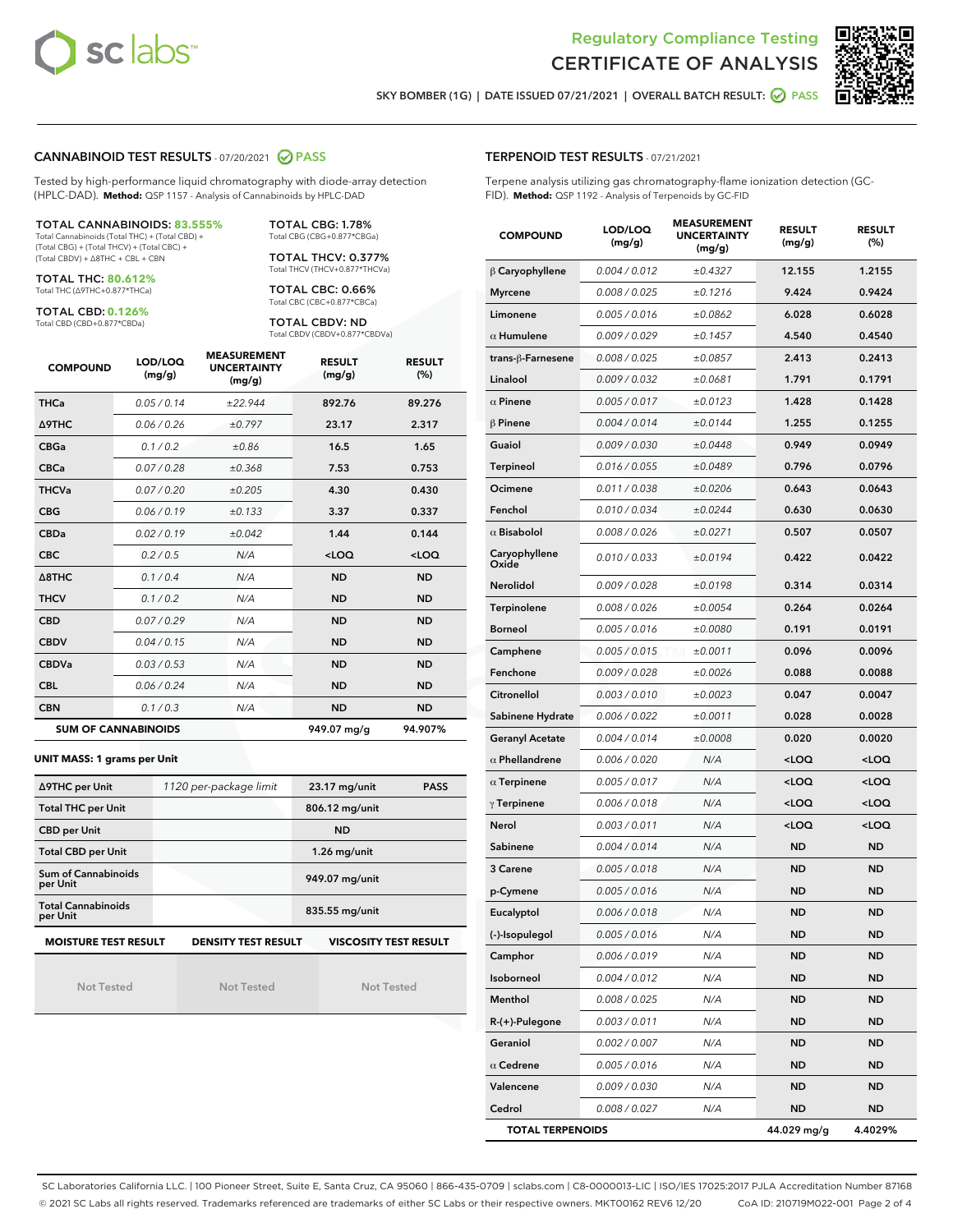Regulatory Compliance Testing
# CERTIFICATE OF ANALYSIS

SKY BOMBER (1G) | DATE ISSUED 07/21/2021 | OVERALL BATCH RESULT: PASS

## CANNABINOID TEST RESULTS - 07/20/2021 PASS

Tested by high-performance liquid chromatography with diode-array detection (HPLC-DAD). **Method:** QSP 1157 - Analysis of Cannabinoids by HPLC-DAD

**TOTAL CANNABINOIDS: 83.555%**
Total Cannabinoids (Total THC) + (Total CBD) + (Total CBG) + (Total THCV) + (Total CBC) + (Total CBDV) + Δ8THC + CBL + CBN

**TOTAL THC: 80.612%**
Total THC (Δ9THC+0.877*THCa)

**TOTAL CBD: 0.126%**
Total CBD (CBD+0.877*CBDa)

**TOTAL CBG: 1.78%**
Total CBG (CBG+0.877*CBGa)

**TOTAL THCV: 0.377%**
Total THCV (THCV+0.877*THCVa)

**TOTAL CBC: 0.66%**
Total CBC (CBC+0.877*CBCa)

**TOTAL CBDV: ND**
Total CBDV (CBDV+0.877*CBDVa)

| COMPOUND | LOD/LOQ (mg/g) | MEASUREMENT UNCERTAINTY (mg/g) | RESULT (mg/g) | RESULT (%) |
|---|---|---|---|---|
| THCa | 0.05 / 0.14 | ±22.944 | 892.76 | 89.276 |
| Δ9THC | 0.06 / 0.26 | ±0.797 | 23.17 | 2.317 |
| CBGa | 0.1 / 0.2 | ±0.86 | 16.5 | 1.65 |
| CBCa | 0.07 / 0.28 | ±0.368 | 7.53 | 0.753 |
| THCVa | 0.07 / 0.20 | ±0.205 | 4.30 | 0.430 |
| CBG | 0.06 / 0.19 | ±0.133 | 3.37 | 0.337 |
| CBDa | 0.02 / 0.19 | ±0.042 | 1.44 | 0.144 |
| CBC | 0.2 / 0.5 | N/A | <LOQ | <LOQ |
| Δ8THC | 0.1 / 0.4 | N/A | ND | ND |
| THCV | 0.1 / 0.2 | N/A | ND | ND |
| CBD | 0.07 / 0.29 | N/A | ND | ND |
| CBDV | 0.04 / 0.15 | N/A | ND | ND |
| CBDVa | 0.03 / 0.53 | N/A | ND | ND |
| CBL | 0.06 / 0.24 | N/A | ND | ND |
| CBN | 0.1 / 0.3 | N/A | ND | ND |
| **SUM OF CANNABINOIDS** | | | 949.07 mg/g | 94.907% |

**UNIT MASS: 1 grams per Unit**

| | | | |
|---|---|---|---|
| Δ9THC per Unit | 1120 per-package limit | 23.17 mg/unit | PASS |
| Total THC per Unit | | 806.12 mg/unit | |
| CBD per Unit | | ND | |
| Total CBD per Unit | | 1.26 mg/unit | |
| Sum of Cannabinoids per Unit | | 949.07 mg/unit | |
| Total Cannabinoids per Unit | | 835.55 mg/unit | |

| MOISTURE TEST RESULT | DENSITY TEST RESULT | VISCOSITY TEST RESULT |
|---|---|---|
| Not Tested | Not Tested | Not Tested |

## TERPENOID TEST RESULTS - 07/21/2021

Terpene analysis utilizing gas chromatography-flame ionization detection (GC-FID). **Method:** QSP 1192 - Analysis of Terpenoids by GC-FID

| COMPOUND | LOD/LOQ (mg/g) | MEASUREMENT UNCERTAINTY (mg/g) | RESULT (mg/g) | RESULT (%) |
|---|---|---|---|---|
| β Caryophyllene | 0.004 / 0.012 | ±0.4327 | 12.155 | 1.2155 |
| Myrcene | 0.008 / 0.025 | ±0.1216 | 9.424 | 0.9424 |
| Limonene | 0.005 / 0.016 | ±0.0862 | 6.028 | 0.6028 |
| α Humulene | 0.009 / 0.029 | ±0.1457 | 4.540 | 0.4540 |
| trans-β-Farnesene | 0.008 / 0.025 | ±0.0857 | 2.413 | 0.2413 |
| Linalool | 0.009 / 0.032 | ±0.0681 | 1.791 | 0.1791 |
| α Pinene | 0.005 / 0.017 | ±0.0123 | 1.428 | 0.1428 |
| β Pinene | 0.004 / 0.014 | ±0.0144 | 1.255 | 0.1255 |
| Guaiol | 0.009 / 0.030 | ±0.0448 | 0.949 | 0.0949 |
| Terpineol | 0.016 / 0.055 | ±0.0489 | 0.796 | 0.0796 |
| Ocimene | 0.011 / 0.038 | ±0.0206 | 0.643 | 0.0643 |
| Fenchol | 0.010 / 0.034 | ±0.0244 | 0.630 | 0.0630 |
| α Bisabolol | 0.008 / 0.026 | ±0.0271 | 0.507 | 0.0507 |
| Caryophyllene Oxide | 0.010 / 0.033 | ±0.0194 | 0.422 | 0.0422 |
| Nerolidol | 0.009 / 0.028 | ±0.0198 | 0.314 | 0.0314 |
| Terpinolene | 0.008 / 0.026 | ±0.0054 | 0.264 | 0.0264 |
| Borneol | 0.005 / 0.016 | ±0.0080 | 0.191 | 0.0191 |
| Camphene | 0.005 / 0.015 | ±0.0011 | 0.096 | 0.0096 |
| Fenchone | 0.009 / 0.028 | ±0.0026 | 0.088 | 0.0088 |
| Citronellol | 0.003 / 0.010 | ±0.0023 | 0.047 | 0.0047 |
| Sabinene Hydrate | 0.006 / 0.022 | ±0.0011 | 0.028 | 0.0028 |
| Geranyl Acetate | 0.004 / 0.014 | ±0.0008 | 0.020 | 0.0020 |
| α Phellandrene | 0.006 / 0.020 | N/A | <LOQ | <LOQ |
| α Terpinene | 0.005 / 0.017 | N/A | <LOQ | <LOQ |
| γ Terpinene | 0.006 / 0.018 | N/A | <LOQ | <LOQ |
| Nerol | 0.003 / 0.011 | N/A | <LOQ | <LOQ |
| Sabinene | 0.004 / 0.014 | N/A | ND | ND |
| 3 Carene | 0.005 / 0.018 | N/A | ND | ND |
| p-Cymene | 0.005 / 0.016 | N/A | ND | ND |
| Eucalyptol | 0.006 / 0.018 | N/A | ND | ND |
| (-)-Isopulegol | 0.005 / 0.016 | N/A | ND | ND |
| Camphor | 0.006 / 0.019 | N/A | ND | ND |
| Isoborneol | 0.004 / 0.012 | N/A | ND | ND |
| Menthol | 0.008 / 0.025 | N/A | ND | ND |
| R-(+)-Pulegone | 0.003 / 0.011 | N/A | ND | ND |
| Geraniol | 0.002 / 0.007 | N/A | ND | ND |
| α Cedrene | 0.005 / 0.016 | N/A | ND | ND |
| Valencene | 0.009 / 0.030 | N/A | ND | ND |
| Cedrol | 0.008 / 0.027 | N/A | ND | ND |
| **TOTAL TERPENOIDS** | | | 44.029 mg/g | 4.4029% |

SC Laboratories California LLC. | 100 Pioneer Street, Suite E, Santa Cruz, CA 95060 | 866-435-0709 | sclabs.com | C8-0000013-LIC | ISO/IES 17025:2017 PJLA Accreditation Number 87168
© 2021 SC Labs all rights reserved. Trademarks referenced are trademarks of either SC Labs or their respective owners. MKT00162 REV6 12/20 CoA ID: 210719M022-001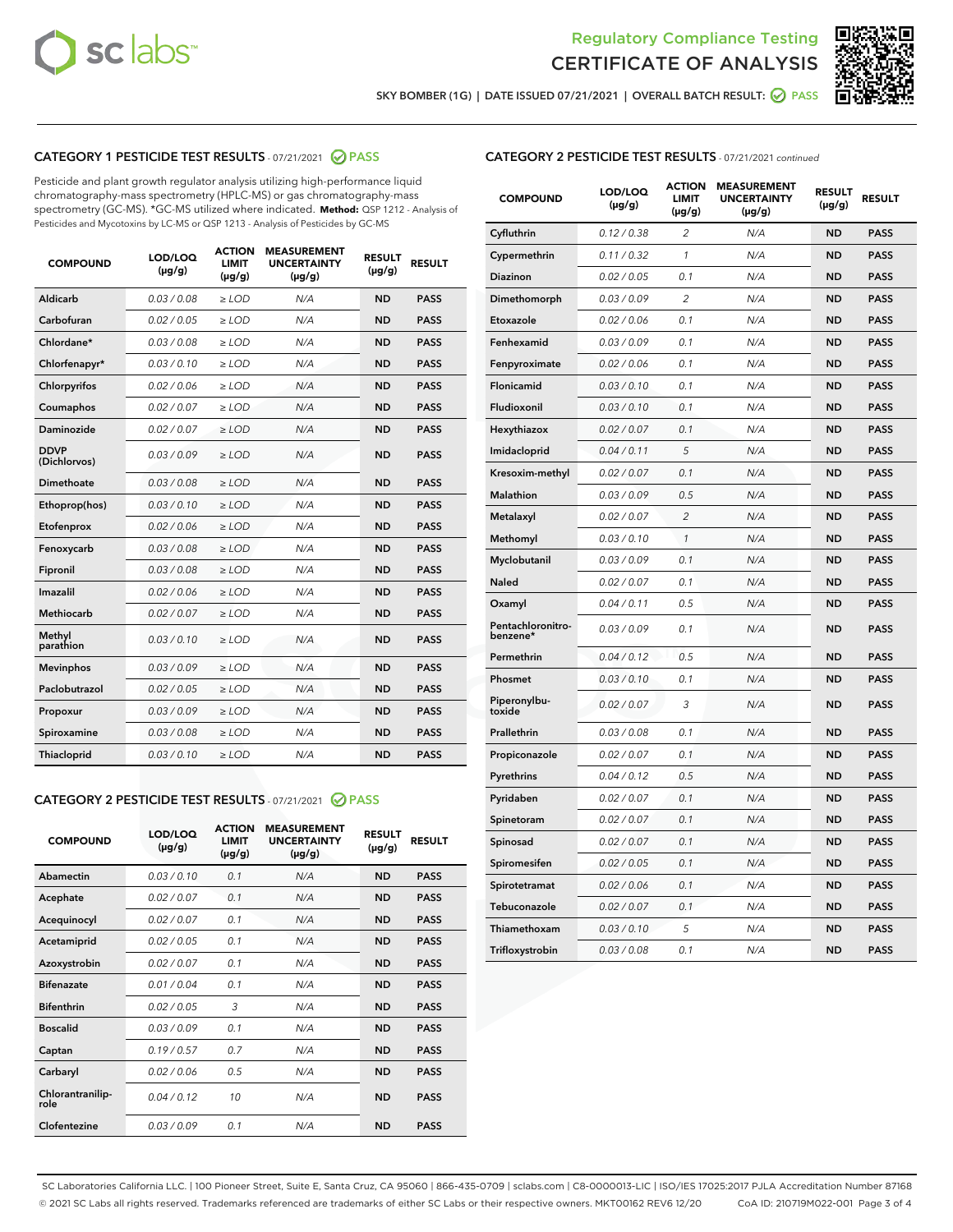Regulatory Compliance Testing

# CERTIFICATE OF ANALYSIS

SKY BOMBER (1G) | DATE ISSUED 07/21/2021 | OVERALL BATCH RESULT: PASS

## CATEGORY 1 PESTICIDE TEST RESULTS - 07/21/2021 PASS

Pesticide and plant growth regulator analysis utilizing high-performance liquid chromatography-mass spectrometry (HPLC-MS) or gas chromatography-mass spectrometry (GC-MS). *GC-MS utilized where indicated. **Method:** QSP 1212 - Analysis of Pesticides and Mycotoxins by LC-MS or QSP 1213 - Analysis of Pesticides by GC-MS

| COMPOUND | LOD/LOQ (µg/g) | ACTION LIMIT (µg/g) | MEASUREMENT UNCERTAINTY (µg/g) | RESULT (µg/g) | RESULT |
|---|---|---|---|---|---|
| Aldicarb | 0.03 / 0.08 | ≥ LOD | N/A | ND | PASS |
| Carbofuran | 0.02 / 0.05 | ≥ LOD | N/A | ND | PASS |
| Chlordane* | 0.03 / 0.08 | ≥ LOD | N/A | ND | PASS |
| Chlorfenapyr* | 0.03 / 0.10 | ≥ LOD | N/A | ND | PASS |
| Chlorpyrifos | 0.02 / 0.06 | ≥ LOD | N/A | ND | PASS |
| Coumaphos | 0.02 / 0.07 | ≥ LOD | N/A | ND | PASS |
| Daminozide | 0.02 / 0.07 | ≥ LOD | N/A | ND | PASS |
| DDVP (Dichlorvos) | 0.03 / 0.09 | ≥ LOD | N/A | ND | PASS |
| Dimethoate | 0.03 / 0.08 | ≥ LOD | N/A | ND | PASS |
| Ethoprop(hos) | 0.03 / 0.10 | ≥ LOD | N/A | ND | PASS |
| Etofenprox | 0.02 / 0.06 | ≥ LOD | N/A | ND | PASS |
| Fenoxycarb | 0.03 / 0.08 | ≥ LOD | N/A | ND | PASS |
| Fipronil | 0.03 / 0.08 | ≥ LOD | N/A | ND | PASS |
| Imazalil | 0.02 / 0.06 | ≥ LOD | N/A | ND | PASS |
| Methiocarb | 0.02 / 0.07 | ≥ LOD | N/A | ND | PASS |
| Methyl parathion | 0.03 / 0.10 | ≥ LOD | N/A | ND | PASS |
| Mevinphos | 0.03 / 0.09 | ≥ LOD | N/A | ND | PASS |
| Paclobutrazol | 0.02 / 0.05 | ≥ LOD | N/A | ND | PASS |
| Propoxur | 0.03 / 0.09 | ≥ LOD | N/A | ND | PASS |
| Spiroxamine | 0.03 / 0.08 | ≥ LOD | N/A | ND | PASS |
| Thiacloprid | 0.03 / 0.10 | ≥ LOD | N/A | ND | PASS |

## CATEGORY 2 PESTICIDE TEST RESULTS - 07/21/2021 PASS

| COMPOUND | LOD/LOQ (µg/g) | ACTION LIMIT (µg/g) | MEASUREMENT UNCERTAINTY (µg/g) | RESULT (µg/g) | RESULT |
|---|---|---|---|---|---|
| Abamectin | 0.03 / 0.10 | 0.1 | N/A | ND | PASS |
| Acephate | 0.02 / 0.07 | 0.1 | N/A | ND | PASS |
| Acequinocyl | 0.02 / 0.07 | 0.1 | N/A | ND | PASS |
| Acetamiprid | 0.02 / 0.05 | 0.1 | N/A | ND | PASS |
| Azoxystrobin | 0.02 / 0.07 | 0.1 | N/A | ND | PASS |
| Bifenazate | 0.01 / 0.04 | 0.1 | N/A | ND | PASS |
| Bifenthrin | 0.02 / 0.05 | 3 | N/A | ND | PASS |
| Boscalid | 0.03 / 0.09 | 0.1 | N/A | ND | PASS |
| Captan | 0.19 / 0.57 | 0.7 | N/A | ND | PASS |
| Carbaryl | 0.02 / 0.06 | 0.5 | N/A | ND | PASS |
| Chlorantraniliprole | 0.04 / 0.12 | 10 | N/A | ND | PASS |
| Clofentezine | 0.03 / 0.09 | 0.1 | N/A | ND | PASS |
| Cyfluthrin | 0.12 / 0.38 | 2 | N/A | ND | PASS |
| Cypermethrin | 0.11 / 0.32 | 1 | N/A | ND | PASS |
| Diazinon | 0.02 / 0.05 | 0.1 | N/A | ND | PASS |
| Dimethomorph | 0.03 / 0.09 | 2 | N/A | ND | PASS |
| Etoxazole | 0.02 / 0.06 | 0.1 | N/A | ND | PASS |
| Fenhexamid | 0.03 / 0.09 | 0.1 | N/A | ND | PASS |
| Fenpyroximate | 0.02 / 0.06 | 0.1 | N/A | ND | PASS |
| Flonicamid | 0.03 / 0.10 | 0.1 | N/A | ND | PASS |
| Fludioxonil | 0.03 / 0.10 | 0.1 | N/A | ND | PASS |
| Hexythiazox | 0.02 / 0.07 | 0.1 | N/A | ND | PASS |
| Imidacloprid | 0.04 / 0.11 | 5 | N/A | ND | PASS |
| Kresoxim-methyl | 0.02 / 0.07 | 0.1 | N/A | ND | PASS |
| Malathion | 0.03 / 0.09 | 0.5 | N/A | ND | PASS |
| Metalaxyl | 0.02 / 0.07 | 2 | N/A | ND | PASS |
| Methomyl | 0.03 / 0.10 | 1 | N/A | ND | PASS |
| Myclobutanil | 0.03 / 0.09 | 0.1 | N/A | ND | PASS |
| Naled | 0.02 / 0.07 | 0.1 | N/A | ND | PASS |
| Oxamyl | 0.04 / 0.11 | 0.5 | N/A | ND | PASS |
| Pentachloronitrobenzene* | 0.03 / 0.09 | 0.1 | N/A | ND | PASS |
| Permethrin | 0.04 / 0.12 | 0.5 | N/A | ND | PASS |
| Phosmet | 0.03 / 0.10 | 0.1 | N/A | ND | PASS |
| Piperonylbutoxide | 0.02 / 0.07 | 3 | N/A | ND | PASS |
| Prallethrin | 0.03 / 0.08 | 0.1 | N/A | ND | PASS |
| Propiconazole | 0.02 / 0.07 | 0.1 | N/A | ND | PASS |
| Pyrethrins | 0.04 / 0.12 | 0.5 | N/A | ND | PASS |
| Pyridaben | 0.02 / 0.07 | 0.1 | N/A | ND | PASS |
| Spinetoram | 0.02 / 0.07 | 0.1 | N/A | ND | PASS |
| Spinosad | 0.02 / 0.07 | 0.1 | N/A | ND | PASS |
| Spiromesifen | 0.02 / 0.05 | 0.1 | N/A | ND | PASS |
| Spirotetramat | 0.02 / 0.06 | 0.1 | N/A | ND | PASS |
| Tebuconazole | 0.02 / 0.07 | 0.1 | N/A | ND | PASS |
| Thiamethoxam | 0.03 / 0.10 | 5 | N/A | ND | PASS |
| Trifloxystrobin | 0.03 / 0.08 | 0.1 | N/A | ND | PASS |

SC Laboratories California LLC. | 100 Pioneer Street, Suite E, Santa Cruz, CA 95060 | 866-435-0709 | sclabs.com | C8-0000013-LIC | ISO/IES 17025:2017 PJLA Accreditation Number 87168
© 2021 SC Labs all rights reserved. Trademarks referenced are trademarks of either SC Labs or their respective owners. MKT00162 REV6 12/20 CoA ID: 210719M022-001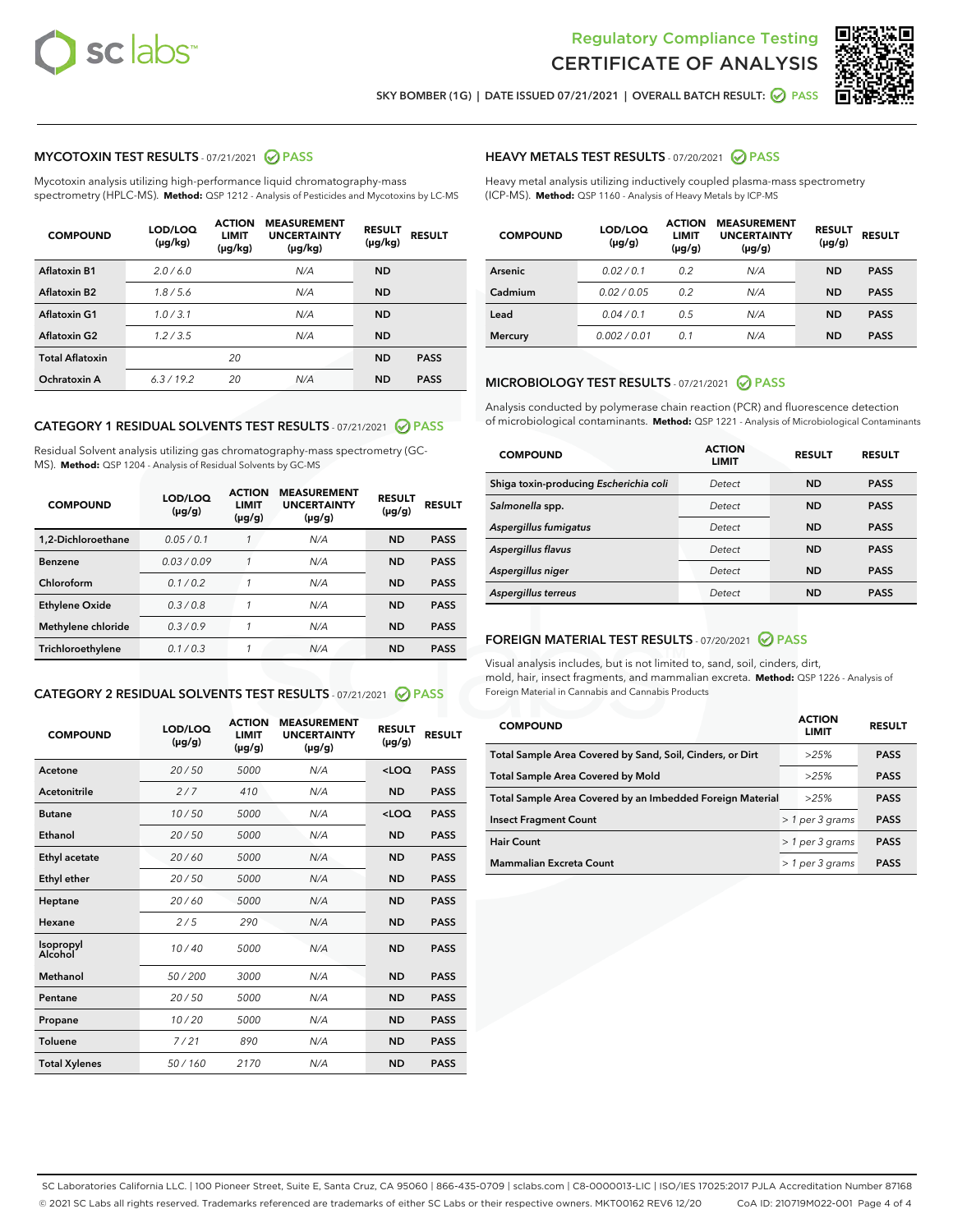Regulatory Compliance Testing
# CERTIFICATE OF ANALYSIS

SKY BOMBER (1G) | DATE ISSUED 07/21/2021 | OVERALL BATCH RESULT: PASS

## MYCOTOXIN TEST RESULTS - 07/21/2021 PASS

Mycotoxin analysis utilizing high-performance liquid chromatography-mass spectrometry (HPLC-MS). **Method:** QSP 1212 - Analysis of Pesticides and Mycotoxins by LC-MS

| COMPOUND | LOD/LOQ (µg/kg) | ACTION LIMIT (µg/kg) | MEASUREMENT UNCERTAINTY (µg/kg) | RESULT (µg/kg) | RESULT |
|---|---|---|---|---|---|
| Aflatoxin B1 | 2.0 / 6.0 | | N/A | ND | |
| Aflatoxin B2 | 1.8 / 5.6 | | N/A | ND | |
| Aflatoxin G1 | 1.0 / 3.1 | | N/A | ND | |
| Aflatoxin G2 | 1.2 / 3.5 | | N/A | ND | |
| Total Aflatoxin | | 20 | | ND | PASS |
| Ochratoxin A | 6.3 / 19.2 | 20 | N/A | ND | PASS |

## CATEGORY 1 RESIDUAL SOLVENTS TEST RESULTS - 07/21/2021 PASS

Residual Solvent analysis utilizing gas chromatography-mass spectrometry (GC-MS). **Method:** QSP 1204 - Analysis of Residual Solvents by GC-MS

| COMPOUND | LOD/LOQ (µg/g) | ACTION LIMIT (µg/g) | MEASUREMENT UNCERTAINTY (µg/g) | RESULT (µg/g) | RESULT |
|---|---|---|---|---|---|
| 1,2-Dichloroethane | 0.05 / 0.1 | 1 | N/A | ND | PASS |
| Benzene | 0.03 / 0.09 | 1 | N/A | ND | PASS |
| Chloroform | 0.1 / 0.2 | 1 | N/A | ND | PASS |
| Ethylene Oxide | 0.3 / 0.8 | 1 | N/A | ND | PASS |
| Methylene chloride | 0.3 / 0.9 | 1 | N/A | ND | PASS |
| Trichloroethylene | 0.1 / 0.3 | 1 | N/A | ND | PASS |

## CATEGORY 2 RESIDUAL SOLVENTS TEST RESULTS - 07/21/2021 PASS

| COMPOUND | LOD/LOQ (µg/g) | ACTION LIMIT (µg/g) | MEASUREMENT UNCERTAINTY (µg/g) | RESULT (µg/g) | RESULT |
|---|---|---|---|---|---|
| Acetone | 20 / 50 | 5000 | N/A | <LOQ | PASS |
| Acetonitrile | 2 / 7 | 410 | N/A | ND | PASS |
| Butane | 10 / 50 | 5000 | N/A | <LOQ | PASS |
| Ethanol | 20 / 50 | 5000 | N/A | ND | PASS |
| Ethyl acetate | 20 / 60 | 5000 | N/A | ND | PASS |
| Ethyl ether | 20 / 50 | 5000 | N/A | ND | PASS |
| Heptane | 20 / 60 | 5000 | N/A | ND | PASS |
| Hexane | 2 / 5 | 290 | N/A | ND | PASS |
| Isopropyl Alcohol | 10 / 40 | 5000 | N/A | ND | PASS |
| Methanol | 50 / 200 | 3000 | N/A | ND | PASS |
| Pentane | 20 / 50 | 5000 | N/A | ND | PASS |
| Propane | 10 / 20 | 5000 | N/A | ND | PASS |
| Toluene | 7 / 21 | 890 | N/A | ND | PASS |
| Total Xylenes | 50 / 160 | 2170 | N/A | ND | PASS |

## HEAVY METALS TEST RESULTS - 07/20/2021 PASS

Heavy metal analysis utilizing inductively coupled plasma-mass spectrometry (ICP-MS). **Method:** QSP 1160 - Analysis of Heavy Metals by ICP-MS

| COMPOUND | LOD/LOQ (µg/g) | ACTION LIMIT (µg/g) | MEASUREMENT UNCERTAINTY (µg/g) | RESULT (µg/g) | RESULT |
|---|---|---|---|---|---|
| Arsenic | 0.02 / 0.1 | 0.2 | N/A | ND | PASS |
| Cadmium | 0.02 / 0.05 | 0.2 | N/A | ND | PASS |
| Lead | 0.04 / 0.1 | 0.5 | N/A | ND | PASS |
| Mercury | 0.002 / 0.01 | 0.1 | N/A | ND | PASS |

## MICROBIOLOGY TEST RESULTS - 07/21/2021 PASS

Analysis conducted by polymerase chain reaction (PCR) and fluorescence detection of microbiological contaminants. **Method:** QSP 1221 - Analysis of Microbiological Contaminants

| COMPOUND | ACTION LIMIT | RESULT | RESULT |
|---|---|---|---|
| Shiga toxin-producing *Escherichia coli* | Detect | ND | PASS |
| *Salmonella* spp. | Detect | ND | PASS |
| *Aspergillus fumigatus* | Detect | ND | PASS |
| *Aspergillus flavus* | Detect | ND | PASS |
| *Aspergillus niger* | Detect | ND | PASS |
| *Aspergillus terreus* | Detect | ND | PASS |

## FOREIGN MATERIAL TEST RESULTS - 07/20/2021 PASS

Visual analysis includes, but is not limited to, sand, soil, cinders, dirt, mold, hair, insect fragments, and mammalian excreta. **Method:** QSP 1226 - Analysis of Foreign Material in Cannabis and Cannabis Products

| COMPOUND | ACTION LIMIT | RESULT |
|---|---|---|
| Total Sample Area Covered by Sand, Soil, Cinders, or Dirt | >25% | PASS |
| Total Sample Area Covered by Mold | >25% | PASS |
| Total Sample Area Covered by an Imbedded Foreign Material | >25% | PASS |
| Insect Fragment Count | > 1 per 3 grams | PASS |
| Hair Count | > 1 per 3 grams | PASS |
| Mammalian Excreta Count | > 1 per 3 grams | PASS |

SC Laboratories California LLC. | 100 Pioneer Street, Suite E, Santa Cruz, CA 95060 | 866-435-0709 | sclabs.com | C8-0000013-LIC | ISO/IES 17025:2017 PJLA Accreditation Number 87168
© 2021 SC Labs all rights reserved. Trademarks referenced are trademarks of either SC Labs or their respective owners. MKT00162 REV6 12/20 CoA ID: 210719M022-001